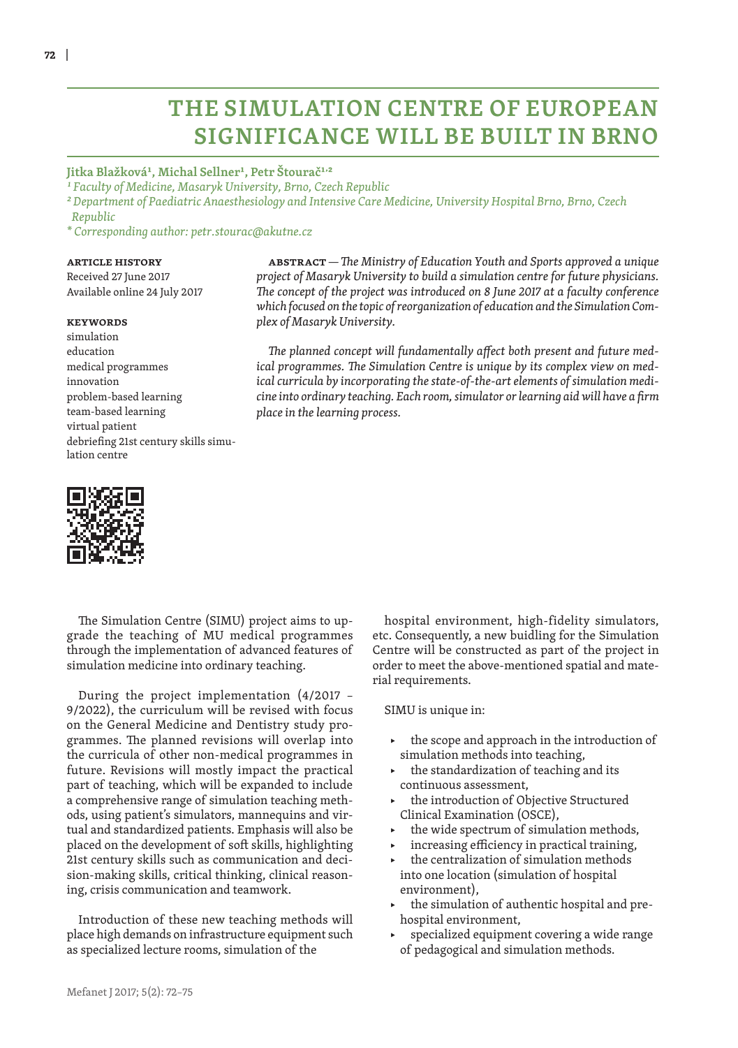# THE SIMULATION CENTRE OF EUROPEAN SIGNIFICANCE WILL BE BUILT IN BRNO

**Jitka Blažková[1], Michal Sellner[1], Petr Štourač[1,2]**

*[1] Faculty of Medicine, Masaryk University, Brno, Czech Republic*
*[2] Department of Paediatric Anaesthesiology and Intensive Care Medicine, University Hospital Brno, Brno, Czech Republic*
*\* Corresponding author: petr.stourac@akutne.cz*

**ARTICLE HISTORY**
Received 27 June 2017
Available online 24 July 2017

**KEYWORDS**
simulation
education
medical programmes
innovation
problem-based learning
team-based learning
virtual patient
debriefing 21st century skills simulation centre

**ABSTRACT** — *The Ministry of Education Youth and Sports approved a unique project of Masaryk University to build a simulation centre for future physicians. The concept of the project was introduced on 8 June 2017 at a faculty conference which focused on the topic of reorganization of education and the Simulation Complex of Masaryk University.*

*The planned concept will fundamentally affect both present and future medical programmes. The Simulation Centre is unique by its complex view on medical curricula by incorporating the state-of-the-art elements of simulation medicine into ordinary teaching. Each room, simulator or learning aid will have a firm place in the learning process.*

The Simulation Centre (SIMU) project aims to upgrade the teaching of MU medical programmes through the implementation of advanced features of simulation medicine into ordinary teaching.

During the project implementation (4/2017 – 9/2022), the curriculum will be revised with focus on the General Medicine and Dentistry study programmes. The planned revisions will overlap into the curricula of other non-medical programmes in future. Revisions will mostly impact the practical part of teaching, which will be expanded to include a comprehensive range of simulation teaching methods, using patient's simulators, mannequins and virtual and standardized patients. Emphasis will also be placed on the development of soft skills, highlighting 21st century skills such as communication and decision-making skills, critical thinking, clinical reasoning, crisis communication and teamwork.

Introduction of these new teaching methods will place high demands on infrastructure equipment such as specialized lecture rooms, simulation of the hospital environment, high-fidelity simulators, etc. Consequently, a new buidling for the Simulation Centre will be constructed as part of the project in order to meet the above-mentioned spatial and material requirements.

SIMU is unique in:

- the scope and approach in the introduction of simulation methods into teaching,
- the standardization of teaching and its continuous assessment,
- the introduction of Objective Structured Clinical Examination (OSCE),
- the wide spectrum of simulation methods,
- increasing efficiency in practical training,
- the centralization of simulation methods into one location (simulation of hospital environment),
- the simulation of authentic hospital and pre-hospital environment,
- specialized equipment covering a wide range of pedagogical and simulation methods.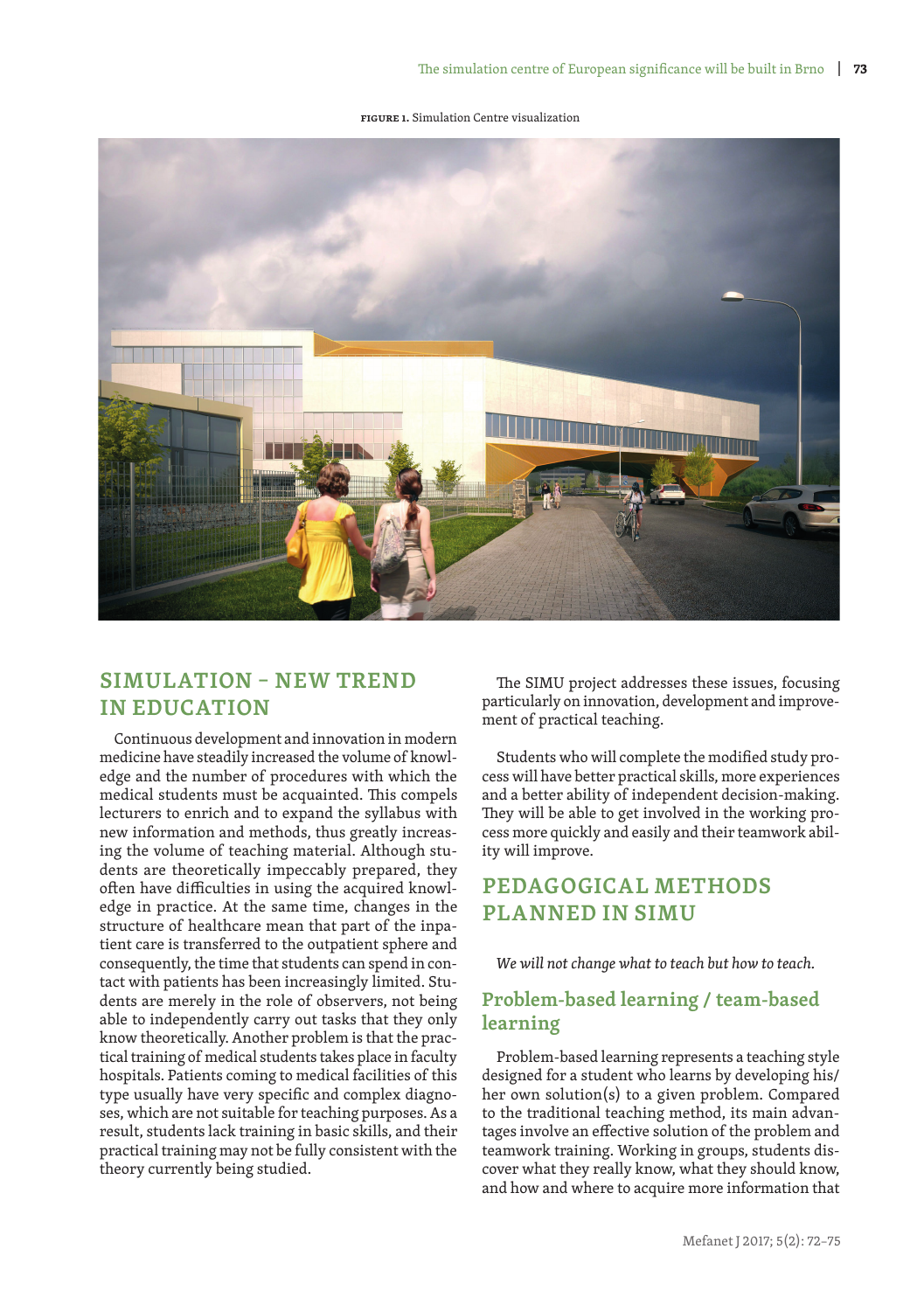**FIGURE 1.** Simulation Centre visualization

## SIMULATION – NEW TREND IN EDUCATION

Continuous development and innovation in modern medicine have steadily increased the volume of knowledge and the number of procedures with which the medical students must be acquainted. This compels lecturers to enrich and to expand the syllabus with new information and methods, thus greatly increasing the volume of teaching material. Although students are theoretically impeccably prepared, they often have difficulties in using the acquired knowledge in practice. At the same time, changes in the structure of healthcare mean that part of the inpatient care is transferred to the outpatient sphere and consequently, the time that students can spend in contact with patients has been increasingly limited. Students are merely in the role of observers, not being able to independently carry out tasks that they only know theoretically. Another problem is that the practical training of medical students takes place in faculty hospitals. Patients coming to medical facilities of this type usually have very specific and complex diagnoses, which are not suitable for teaching purposes. As a result, students lack training in basic skills, and their practical training may not be fully consistent with the theory currently being studied.

The SIMU project addresses these issues, focusing particularly on innovation, development and improvement of practical teaching.

Students who will complete the modified study process will have better practical skills, more experiences and a better ability of independent decision-making. They will be able to get involved in the working process more quickly and easily and their teamwork ability will improve.

## PEDAGOGICAL METHODS PLANNED IN SIMU

*We will not change what to teach but how to teach.*

### Problem-based learning / team-based learning

Problem-based learning represents a teaching style designed for a student who learns by developing his/her own solution(s) to a given problem. Compared to the traditional teaching method, its main advantages involve an effective solution of the problem and teamwork training. Working in groups, students discover what they really know, what they should know, and how and where to acquire more information that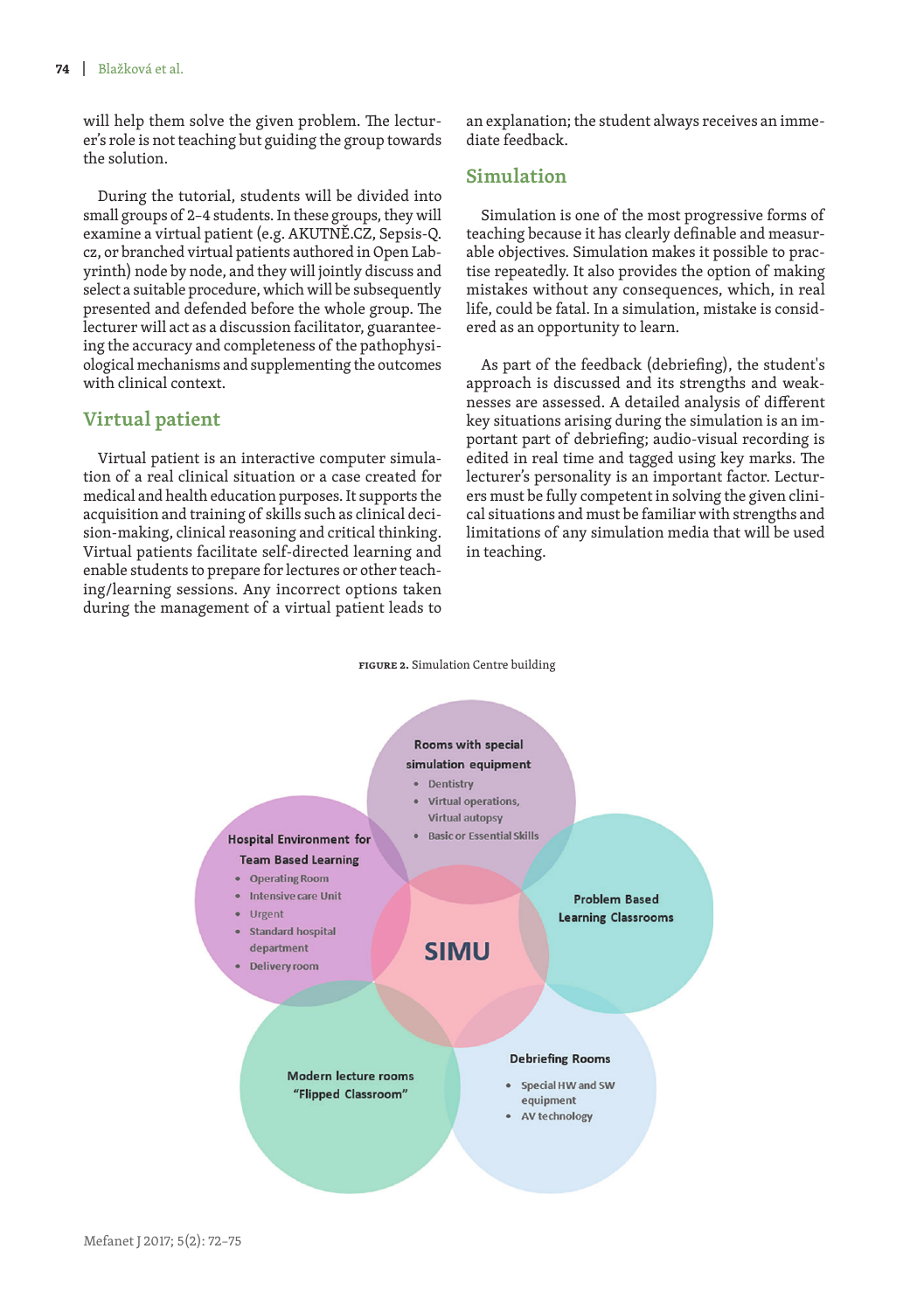will help them solve the given problem. The lecturer's role is not teaching but guiding the group towards the solution.

During the tutorial, students will be divided into small groups of 2–4 students. In these groups, they will examine a virtual patient (e.g. AKUTNĚ.CZ, Sepsis-Q.cz, or branched virtual patients authored in Open Labyrinth) node by node, and they will jointly discuss and select a suitable procedure, which will be subsequently presented and defended before the whole group. The lecturer will act as a discussion facilitator, guaranteeing the accuracy and completeness of the pathophysiological mechanisms and supplementing the outcomes with clinical context.

## Virtual patient

Virtual patient is an interactive computer simulation of a real clinical situation or a case created for medical and health education purposes. It supports the acquisition and training of skills such as clinical decision-making, clinical reasoning and critical thinking. Virtual patients facilitate self-directed learning and enable students to prepare for lectures or other teaching/learning sessions. Any incorrect options taken during the management of a virtual patient leads to an explanation; the student always receives an immediate feedback.

## Simulation

Simulation is one of the most progressive forms of teaching because it has clearly definable and measurable objectives. Simulation makes it possible to practise repeatedly. It also provides the option of making mistakes without any consequences, which, in real life, could be fatal. In a simulation, mistake is considered as an opportunity to learn.

As part of the feedback (debriefing), the student's approach is discussed and its strengths and weaknesses are assessed. A detailed analysis of different key situations arising during the simulation is an important part of debriefing; audio-visual recording is edited in real time and tagged using key marks. The lecturer's personality is an important factor. Lecturers must be fully competent in solving the given clinical situations and must be familiar with strengths and limitations of any simulation media that will be used in teaching.

**FIGURE 2.** Simulation Centre building

SIMU

**Rooms with special simulation equipment**
- Dentistry
- Virtual operations, Virtual autopsy
- Basic or Essential Skills

**Hospital Environment for Team Based Learning**
- Operating Room
- Intensive care Unit
- Urgent
- Standard hospital department
- Delivery room

**Problem Based Learning Classrooms**

**Modern lecture rooms "Flipped Classroom"**

**Debriefing Rooms**
- Special HW and SW equipment
- AV technology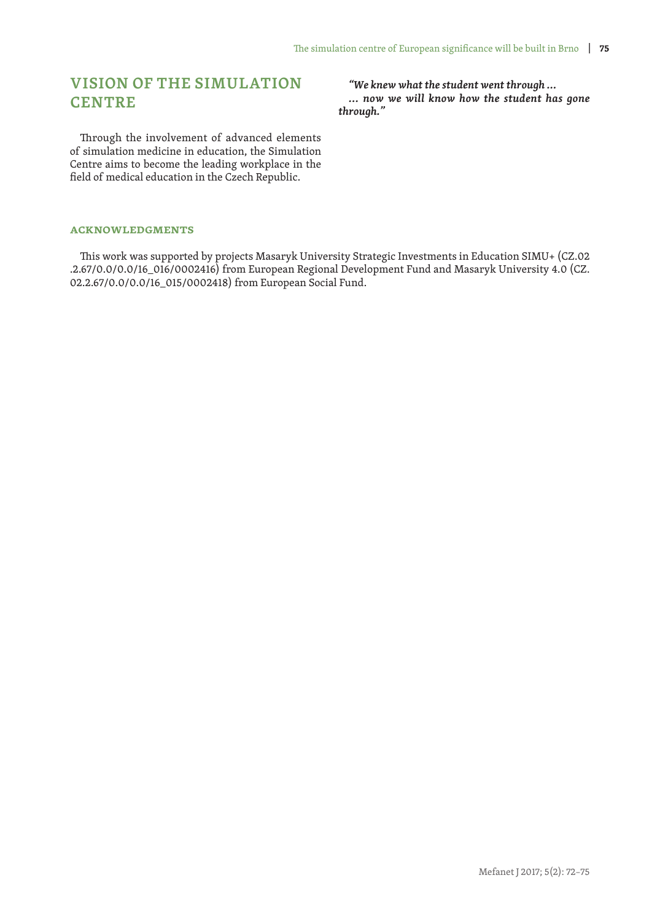## VISION OF THE SIMULATION CENTRE

Through the involvement of advanced elements of simulation medicine in education, the Simulation Centre aims to become the leading workplace in the field of medical education in the Czech Republic.

***"We knew what the student went through …***
***… now we will know how the student has gone through."***

### ACKNOWLEDGMENTS

This work was supported by projects Masaryk University Strategic Investments in Education SIMU+ (CZ.02.2.67/0.0/0.0/16_016/0002416) from European Regional Development Fund and Masaryk University 4.0 (CZ.02.2.67/0.0/0.0/16_015/0002418) from European Social Fund.